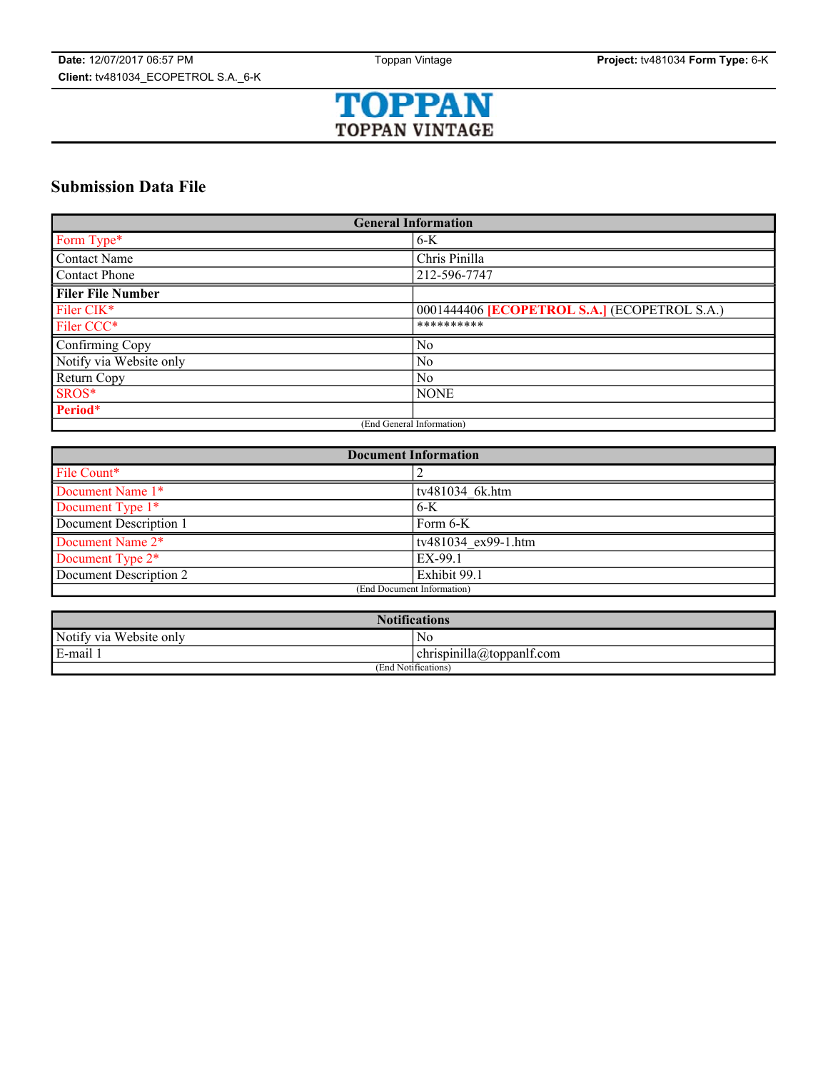**Date:** 12/07/2017 06:57 PM Toppan Vintage **Project:** tv481034 **Form Type:** 6-K

**Client:** tv481034_ECOPETROL S.A._6-K

TOPPAN
TOPPAN VINTAGE

## Submission Data File

| General Information | |
|---|---|
| Form Type* | 6-K |
| Contact Name | Chris Pinilla |
| Contact Phone | 212-596-7747 |
| **Filer File Number** | |
| Filer CIK* | 0001444406 **[ECOPETROL S.A.]** (ECOPETROL S.A.) |
| Filer CCC* | ********** |
| Confirming Copy | No |
| Notify via Website only | No |
| Return Copy | No |
| SROS* | NONE |
| **Period*** | |
| (End General Information) | |

| Document Information | |
|---|---|
| File Count* | 2 |
| Document Name 1* | tv481034_6k.htm |
| Document Type 1* | 6-K |
| Document Description 1 | Form 6-K |
| Document Name 2* | tv481034_ex99-1.htm |
| Document Type 2* | EX-99.1 |
| Document Description 2 | Exhibit 99.1 |
| (End Document Information) | |

| Notifications | |
|---|---|
| Notify via Website only | No |
| E-mail 1 | chrispinilla@toppanlf.com |
| (End Notifications) | |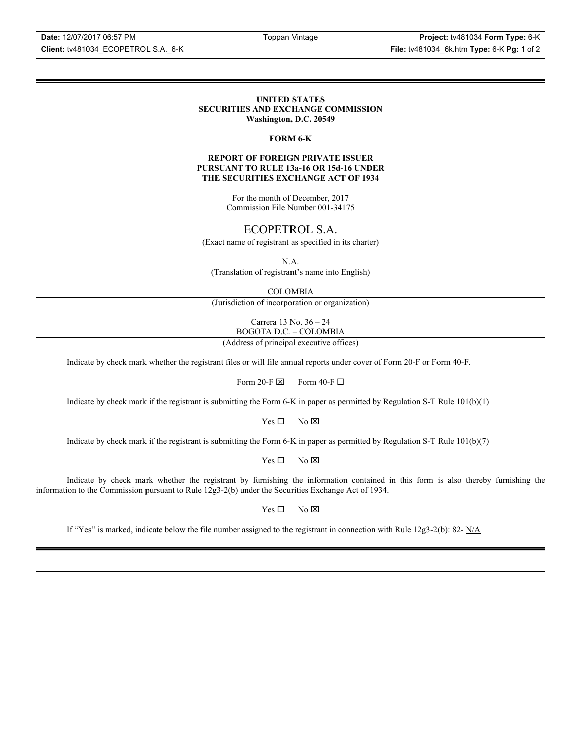UNITED STATES
SECURITIES AND EXCHANGE COMMISSION
Washington, D.C. 20549

**FORM 6-K**

**REPORT OF FOREIGN PRIVATE ISSUER PURSUANT TO RULE 13a-16 OR 15d-16 UNDER THE SECURITIES EXCHANGE ACT OF 1934**

For the month of December, 2017
Commission File Number 001-34175

ECOPETROL S.A.
(Exact name of registrant as specified in its charter)

N.A.
(Translation of registrant's name into English)

COLOMBIA
(Jurisdiction of incorporation or organization)

Carrera 13 No. 36 – 24
BOGOTA D.C. – COLOMBIA
(Address of principal executive offices)

Indicate by check mark whether the registrant files or will file annual reports under cover of Form 20-F or Form 40-F.

Form 20-F ☒ Form 40-F ☐

Indicate by check mark if the registrant is submitting the Form 6-K in paper as permitted by Regulation S-T Rule 101(b)(1)

Yes ☐ No ☒

Indicate by check mark if the registrant is submitting the Form 6-K in paper as permitted by Regulation S-T Rule 101(b)(7)

Yes ☐ No ☒

Indicate by check mark whether the registrant by furnishing the information contained in this form is also thereby furnishing the information to the Commission pursuant to Rule 12g3-2(b) under the Securities Exchange Act of 1934.

Yes ☐ No ☒

If "Yes" is marked, indicate below the file number assigned to the registrant in connection with Rule 12g3-2(b): 82- N/A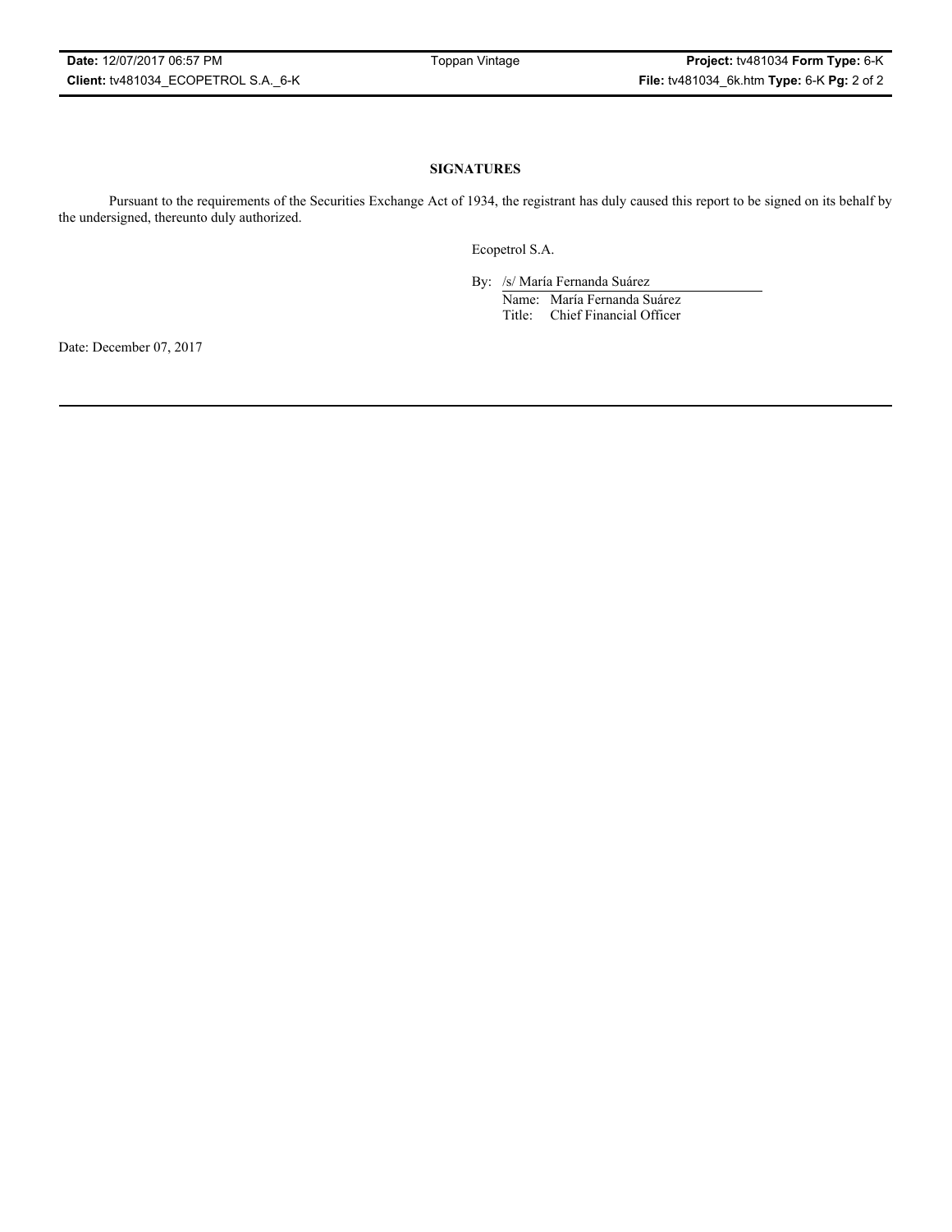**SIGNATURES**

Pursuant to the requirements of the Securities Exchange Act of 1934, the registrant has duly caused this report to be signed on its behalf by the undersigned, thereunto duly authorized.

Ecopetrol S.A.

By: /s/ María Fernanda Suárez

Name: María Fernanda Suárez

Title: Chief Financial Officer

Date: December 07, 2017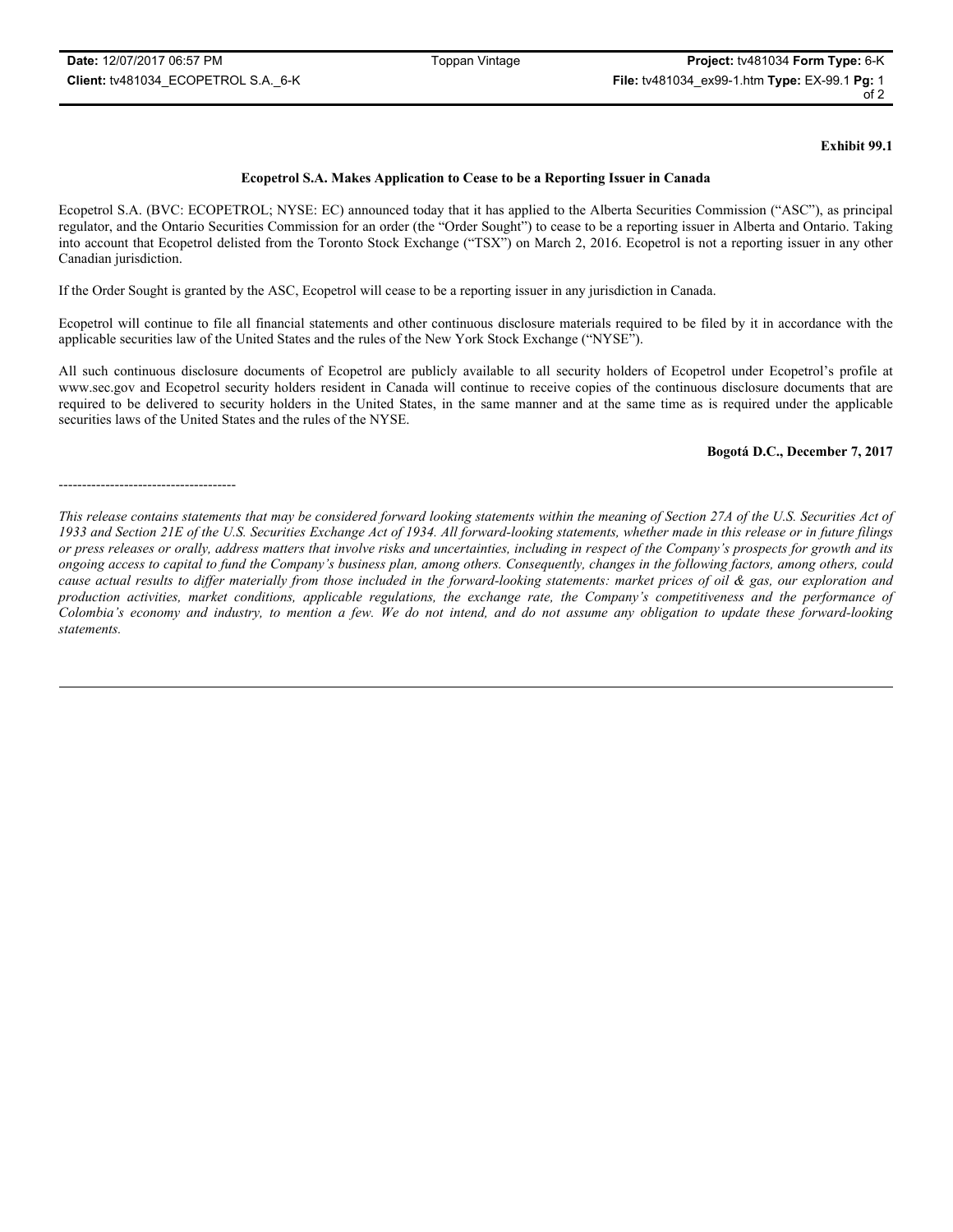**Exhibit 99.1**

**Ecopetrol S.A. Makes Application to Cease to be a Reporting Issuer in Canada**

Ecopetrol S.A. (BVC: ECOPETROL; NYSE: EC) announced today that it has applied to the Alberta Securities Commission ("ASC"), as principal regulator, and the Ontario Securities Commission for an order (the "Order Sought") to cease to be a reporting issuer in Alberta and Ontario. Taking into account that Ecopetrol delisted from the Toronto Stock Exchange ("TSX") on March 2, 2016. Ecopetrol is not a reporting issuer in any other Canadian jurisdiction.

If the Order Sought is granted by the ASC, Ecopetrol will cease to be a reporting issuer in any jurisdiction in Canada.

Ecopetrol will continue to file all financial statements and other continuous disclosure materials required to be filed by it in accordance with the applicable securities law of the United States and the rules of the New York Stock Exchange ("NYSE").

All such continuous disclosure documents of Ecopetrol are publicly available to all security holders of Ecopetrol under Ecopetrol's profile at www.sec.gov and Ecopetrol security holders resident in Canada will continue to receive copies of the continuous disclosure documents that are required to be delivered to security holders in the United States, in the same manner and at the same time as is required under the applicable securities laws of the United States and the rules of the NYSE.

**Bogotá D.C., December 7, 2017**

---------------------------------------

*This release contains statements that may be considered forward looking statements within the meaning of Section 27A of the U.S. Securities Act of 1933 and Section 21E of the U.S. Securities Exchange Act of 1934. All forward-looking statements, whether made in this release or in future filings or press releases or orally, address matters that involve risks and uncertainties, including in respect of the Company's prospects for growth and its ongoing access to capital to fund the Company's business plan, among others. Consequently, changes in the following factors, among others, could cause actual results to differ materially from those included in the forward-looking statements: market prices of oil & gas, our exploration and production activities, market conditions, applicable regulations, the exchange rate, the Company's competitiveness and the performance of Colombia's economy and industry, to mention a few. We do not intend, and do not assume any obligation to update these forward-looking statements.*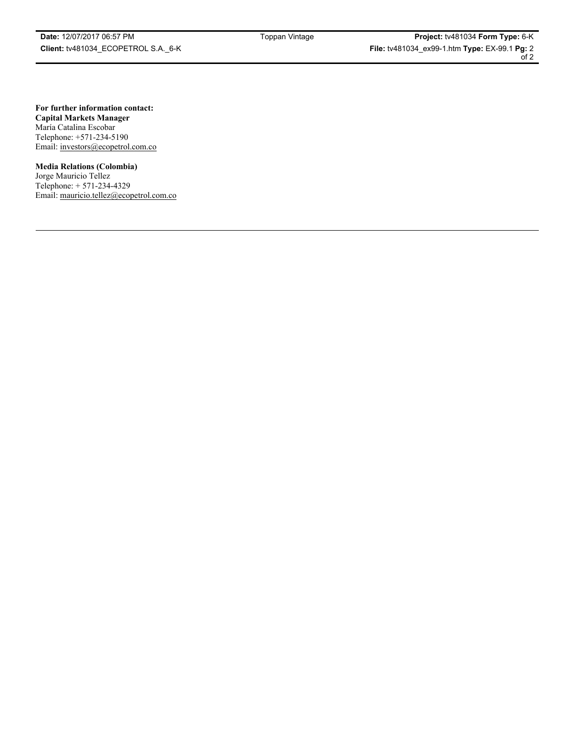**For further information contact:**
**Capital Markets Manager**
María Catalina Escobar
Telephone: +571-234-5190
Email: investors@ecopetrol.com.co

**Media Relations (Colombia)**
Jorge Mauricio Tellez
Telephone: + 571-234-4329
Email: mauricio.tellez@ecopetrol.com.co